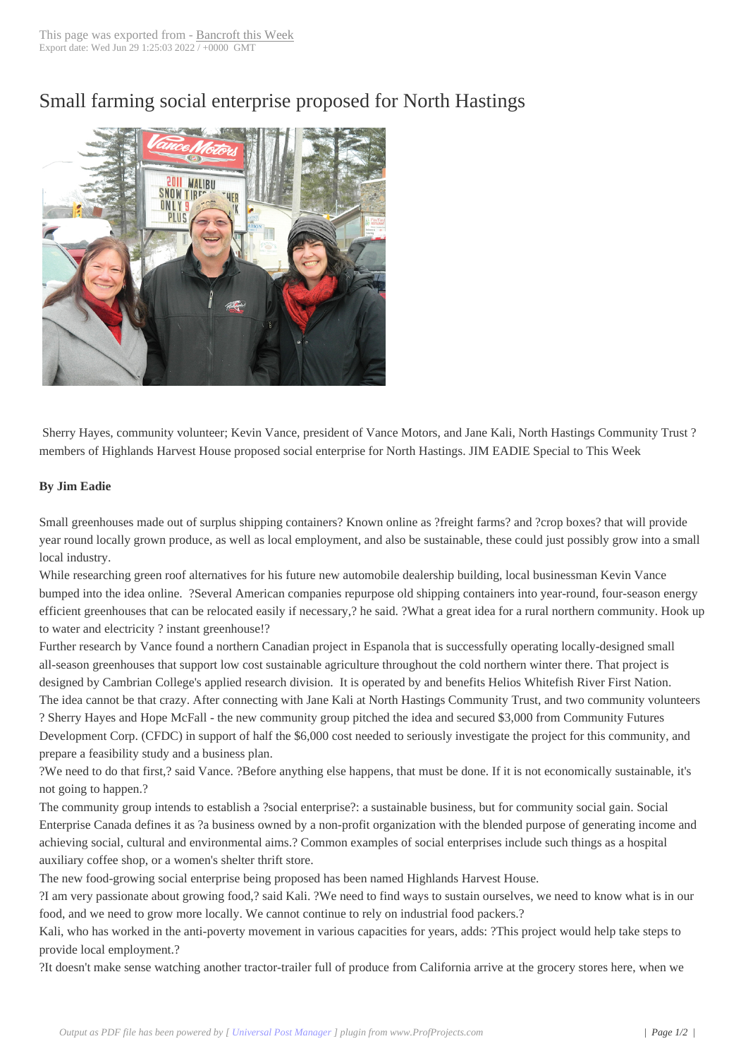# Small farming social enterprise proposed for North Hastings

Sherry Hayes, community volunteer; Kevin Vance, president of Vance Motors, and Jane Kali, North Hastings Community Trust ? members of Highlands Harvest House proposed social enterprise for North Hastings. JIM EADIE Special to This Week

**By Jim Eadie**

Small greenhouses made out of surplus shipping containers? Known online as ?freight farms? and ?crop boxes? that will provide year round locally grown produce, as well as local employment, and also be sustainable, these could just possibly grow into a small local industry.

While researching green roof alternatives for his future new automobile dealership building, local businessman Kevin Vance bumped into the idea online. ?Several American companies repurpose old shipping containers into year-round, four-season energy efficient greenhouses that can be relocated easily if necessary,? he said. ?What a great idea for a rural northern community. Hook up to water and electricity ? instant greenhouse!?

Further research by Vance found a northern Canadian project in Espanola that is successfully operating locally-designed small all-season greenhouses that support low cost sustainable agriculture throughout the cold northern winter there. That project is designed by Cambrian College's applied research division. It is operated by and benefits Helios Whitefish River First Nation.

The idea cannot be that crazy. After connecting with Jane Kali at North Hastings Community Trust, and two community volunteers ? Sherry Hayes and Hope McFall - the new community group pitched the idea and secured $3,000 from Community Futures Development Corp. (CFDC) in support of half the $6,000 cost needed to seriously investigate the project for this community, and prepare a feasibility study and a business plan.

?We need to do that first,? said Vance. ?Before anything else happens, that must be done. If it is not economically sustainable, it's not going to happen.?

The community group intends to establish a ?social enterprise?: a sustainable business, but for community social gain. Social Enterprise Canada defines it as ?a business owned by a non-profit organization with the blended purpose of generating income and achieving social, cultural and environmental aims.? Common examples of social enterprises include such things as a hospital auxiliary coffee shop, or a women's shelter thrift store.

The new food-growing social enterprise being proposed has been named Highlands Harvest House.

?I am very passionate about growing food,? said Kali. ?We need to find ways to sustain ourselves, we need to know what is in our food, and we need to grow more locally. We cannot continue to rely on industrial food packers.?

Kali, who has worked in the anti-poverty movement in various capacities for years, adds: ?This project would help take steps to provide local employment.?

?It doesn't make sense watching another tractor-trailer full of produce from California arrive at the grocery stores here, when we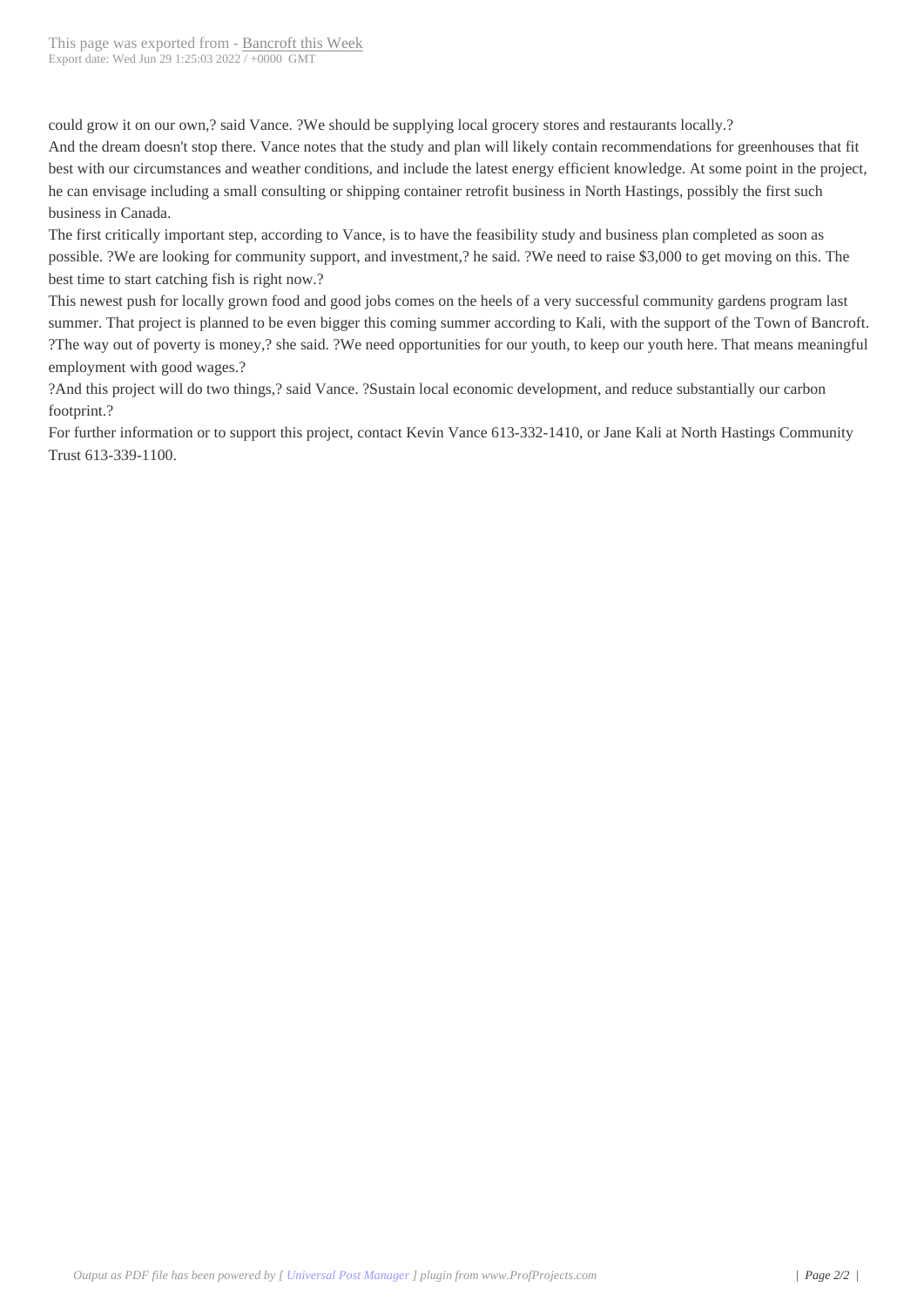could grow it on our own,? said Vance. ?We should be supplying local grocery stores and restaurants locally.?

And the dream doesn't stop there. Vance notes that the study and plan will likely contain recommendations for greenhouses that fit best with our circumstances and weather conditions, and include the latest energy efficient knowledge. At some point in the project, he can envisage including a small consulting or shipping container retrofit business in North Hastings, possibly the first such business in Canada.

The first critically important step, according to Vance, is to have the feasibility study and business plan completed as soon as possible. ?We are looking for community support, and investment,? he said. ?We need to raise $3,000 to get moving on this. The best time to start catching fish is right now.?

This newest push for locally grown food and good jobs comes on the heels of a very successful community gardens program last summer. That project is planned to be even bigger this coming summer according to Kali, with the support of the Town of Bancroft. ?The way out of poverty is money,? she said. ?We need opportunities for our youth, to keep our youth here. That means meaningful employment with good wages.?

?And this project will do two things,? said Vance. ?Sustain local economic development, and reduce substantially our carbon footprint.?

For further information or to support this project, contact Kevin Vance 613-332-1410, or Jane Kali at North Hastings Community Trust 613-339-1100.